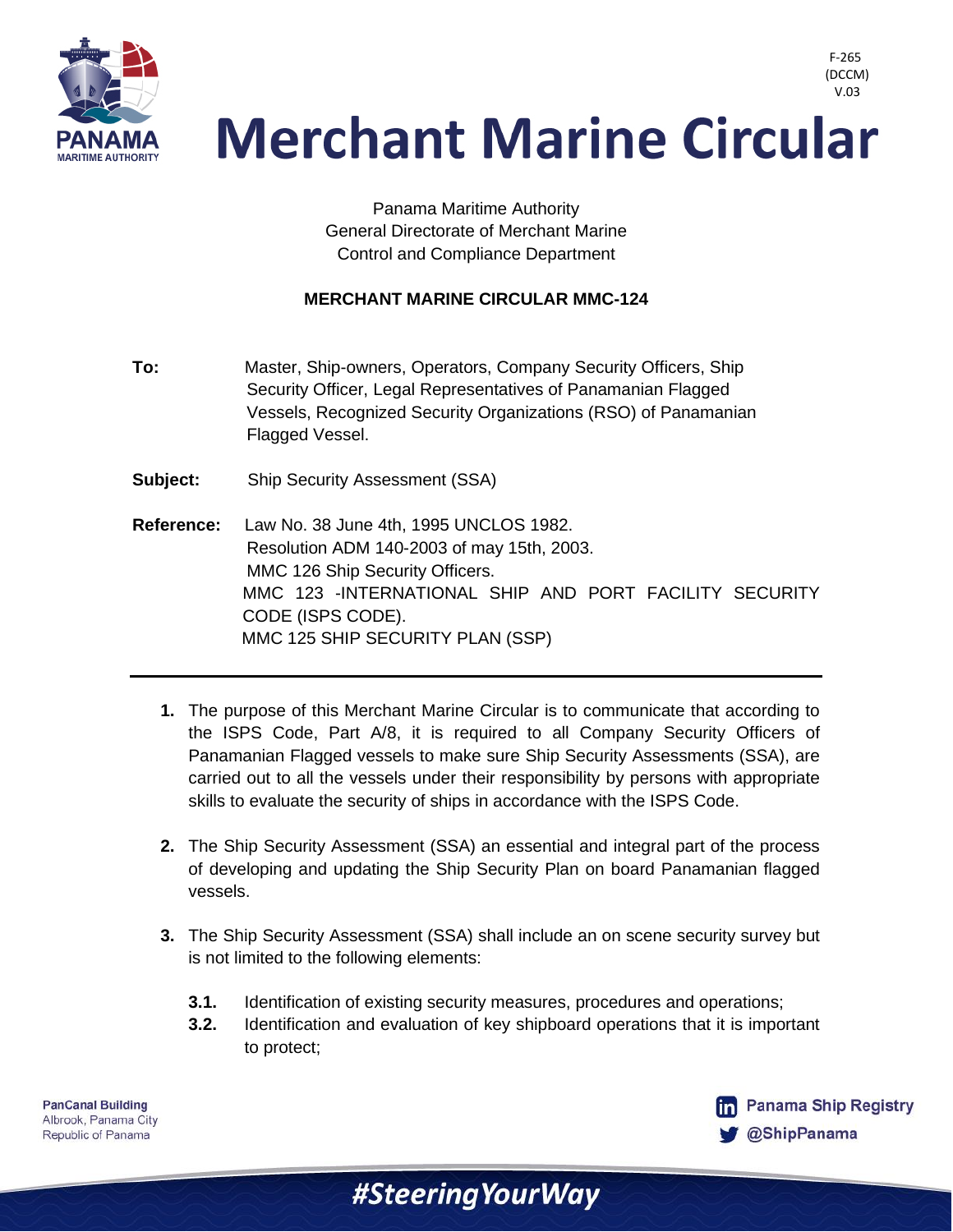F-265
(DCCM)
V.03

# Merchant Marine Circular

Panama Maritime Authority
General Directorate of Merchant Marine
Control and Compliance Department

**MERCHANT MARINE CIRCULAR MMC-124**

**To:** Master, Ship-owners, Operators, Company Security Officers, Ship Security Officer, Legal Representatives of Panamanian Flagged Vessels, Recognized Security Organizations (RSO) of Panamanian Flagged Vessel.

**Subject:** Ship Security Assessment (SSA)

**Reference:** Law No. 38 June 4th, 1995 UNCLOS 1982.
Resolution ADM 140-2003 of may 15th, 2003.
MMC 126 Ship Security Officers.
MMC 123 -INTERNATIONAL SHIP AND PORT FACILITY SECURITY CODE (ISPS CODE).
MMC 125 SHIP SECURITY PLAN (SSP)

---

**1.** The purpose of this Merchant Marine Circular is to communicate that according to the ISPS Code, Part A/8, it is required to all Company Security Officers of Panamanian Flagged vessels to make sure Ship Security Assessments (SSA), are carried out to all the vessels under their responsibility by persons with appropriate skills to evaluate the security of ships in accordance with the ISPS Code.

**2.** The Ship Security Assessment (SSA) an essential and integral part of the process of developing and updating the Ship Security Plan on board Panamanian flagged vessels.

**3.** The Ship Security Assessment (SSA) shall include an on scene security survey but is not limited to the following elements:

**3.1.** Identification of existing security measures, procedures and operations;

**3.2.** Identification and evaluation of key shipboard operations that it is important to protect;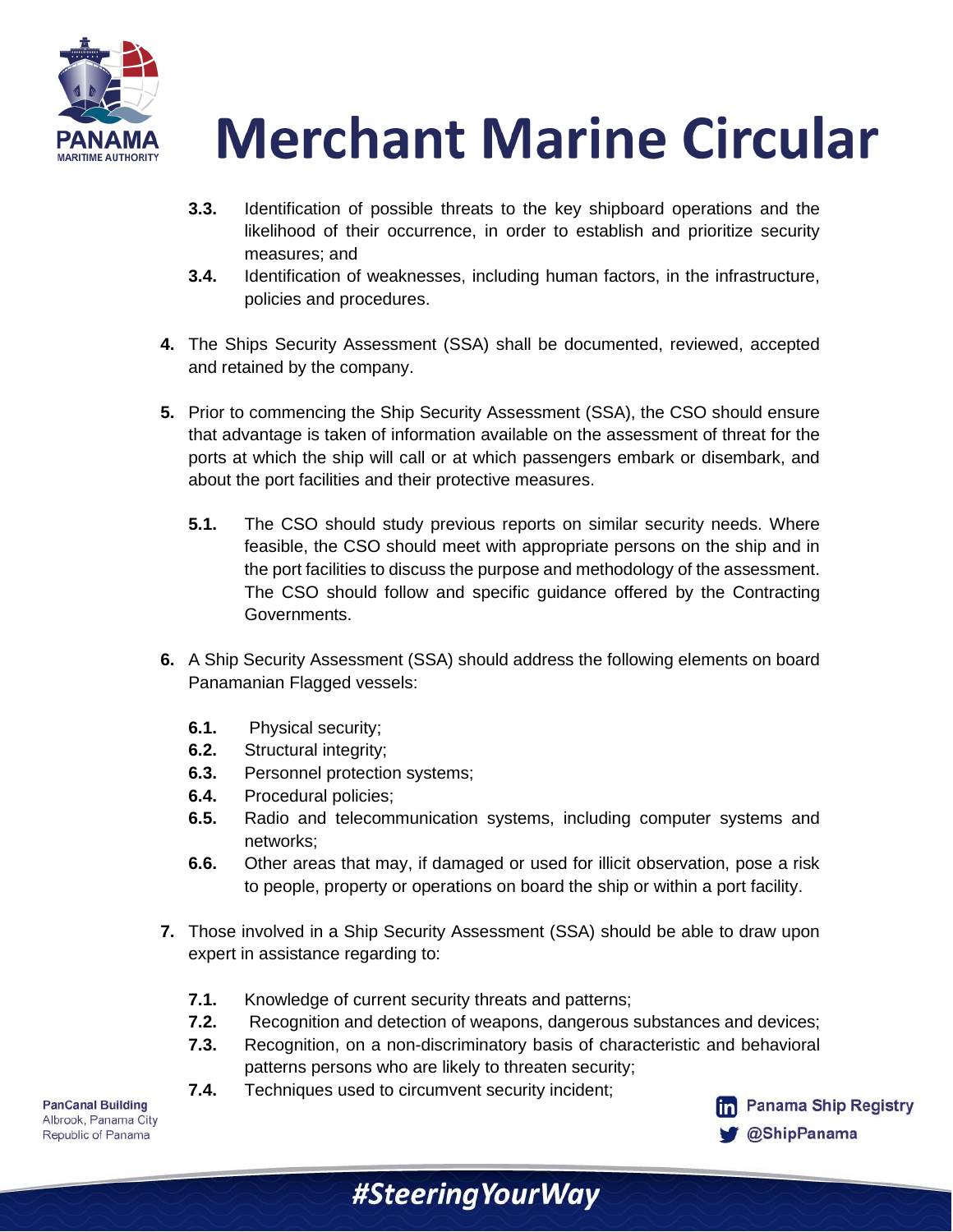3.3. Identification of possible threats to the key shipboard operations and the likelihood of their occurrence, in order to establish and prioritize security measures; and

3.4. Identification of weaknesses, including human factors, in the infrastructure, policies and procedures.

4. The Ships Security Assessment (SSA) shall be documented, reviewed, accepted and retained by the company.

5. Prior to commencing the Ship Security Assessment (SSA), the CSO should ensure that advantage is taken of information available on the assessment of threat for the ports at which the ship will call or at which passengers embark or disembark, and about the port facilities and their protective measures.

   5.1. The CSO should study previous reports on similar security needs. Where feasible, the CSO should meet with appropriate persons on the ship and in the port facilities to discuss the purpose and methodology of the assessment. The CSO should follow and specific guidance offered by the Contracting Governments.

6. A Ship Security Assessment (SSA) should address the following elements on board Panamanian Flagged vessels:

   6.1. Physical security;
   6.2. Structural integrity;
   6.3. Personnel protection systems;
   6.4. Procedural policies;
   6.5. Radio and telecommunication systems, including computer systems and networks;
   6.6. Other areas that may, if damaged or used for illicit observation, pose a risk to people, property or operations on board the ship or within a port facility.

7. Those involved in a Ship Security Assessment (SSA) should be able to draw upon expert in assistance regarding to:

   7.1. Knowledge of current security threats and patterns;
   7.2. Recognition and detection of weapons, dangerous substances and devices;
   7.3. Recognition, on a non-discriminatory basis of characteristic and behavioral patterns persons who are likely to threaten security;
   7.4. Techniques used to circumvent security incident;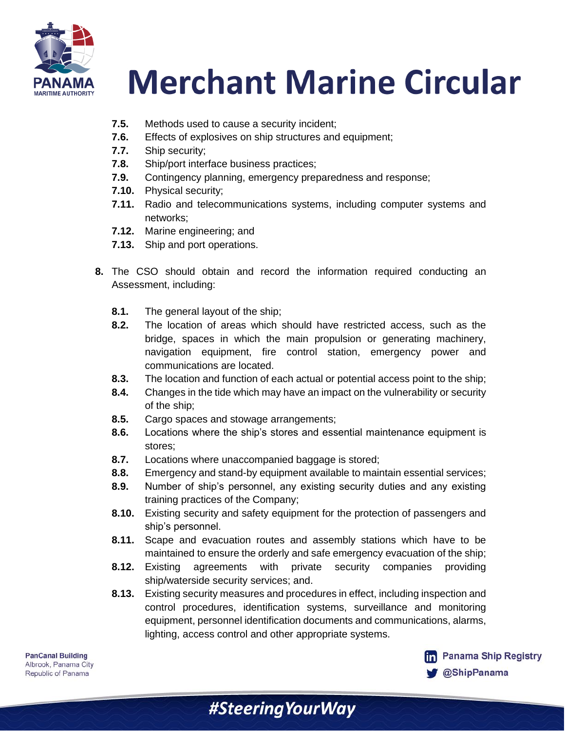- **7.5.** Methods used to cause a security incident;
- **7.6.** Effects of explosives on ship structures and equipment;
- **7.7.** Ship security;
- **7.8.** Ship/port interface business practices;
- **7.9.** Contingency planning, emergency preparedness and response;
- **7.10.** Physical security;
- **7.11.** Radio and telecommunications systems, including computer systems and networks;
- **7.12.** Marine engineering; and
- **7.13.** Ship and port operations.

**8.** The CSO should obtain and record the information required conducting an Assessment, including:

- **8.1.** The general layout of the ship;
- **8.2.** The location of areas which should have restricted access, such as the bridge, spaces in which the main propulsion or generating machinery, navigation equipment, fire control station, emergency power and communications are located.
- **8.3.** The location and function of each actual or potential access point to the ship;
- **8.4.** Changes in the tide which may have an impact on the vulnerability or security of the ship;
- **8.5.** Cargo spaces and stowage arrangements;
- **8.6.** Locations where the ship's stores and essential maintenance equipment is stores;
- **8.7.** Locations where unaccompanied baggage is stored;
- **8.8.** Emergency and stand-by equipment available to maintain essential services;
- **8.9.** Number of ship's personnel, any existing security duties and any existing training practices of the Company;
- **8.10.** Existing security and safety equipment for the protection of passengers and ship's personnel.
- **8.11.** Scape and evacuation routes and assembly stations which have to be maintained to ensure the orderly and safe emergency evacuation of the ship;
- **8.12.** Existing agreements with private security companies providing ship/waterside security services; and.
- **8.13.** Existing security measures and procedures in effect, including inspection and control procedures, identification systems, surveillance and monitoring equipment, personnel identification documents and communications, alarms, lighting, access control and other appropriate systems.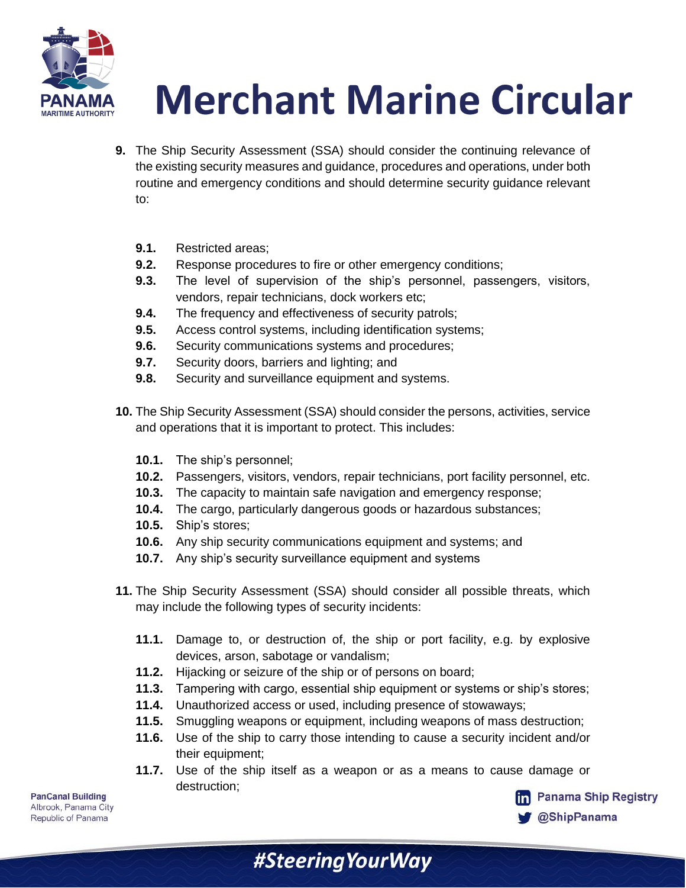**9.** The Ship Security Assessment (SSA) should consider the continuing relevance of the existing security measures and guidance, procedures and operations, under both routine and emergency conditions and should determine security guidance relevant to:

- **9.1.** Restricted areas;
- **9.2.** Response procedures to fire or other emergency conditions;
- **9.3.** The level of supervision of the ship's personnel, passengers, visitors, vendors, repair technicians, dock workers etc;
- **9.4.** The frequency and effectiveness of security patrols;
- **9.5.** Access control systems, including identification systems;
- **9.6.** Security communications systems and procedures;
- **9.7.** Security doors, barriers and lighting; and
- **9.8.** Security and surveillance equipment and systems.

**10.** The Ship Security Assessment (SSA) should consider the persons, activities, service and operations that it is important to protect. This includes:

- **10.1.** The ship's personnel;
- **10.2.** Passengers, visitors, vendors, repair technicians, port facility personnel, etc.
- **10.3.** The capacity to maintain safe navigation and emergency response;
- **10.4.** The cargo, particularly dangerous goods or hazardous substances;
- **10.5.** Ship's stores;
- **10.6.** Any ship security communications equipment and systems; and
- **10.7.** Any ship's security surveillance equipment and systems

**11.** The Ship Security Assessment (SSA) should consider all possible threats, which may include the following types of security incidents:

- **11.1.** Damage to, or destruction of, the ship or port facility, e.g. by explosive devices, arson, sabotage or vandalism;
- **11.2.** Hijacking or seizure of the ship or of persons on board;
- **11.3.** Tampering with cargo, essential ship equipment or systems or ship's stores;
- **11.4.** Unauthorized access or used, including presence of stowaways;
- **11.5.** Smuggling weapons or equipment, including weapons of mass destruction;
- **11.6.** Use of the ship to carry those intending to cause a security incident and/or their equipment;
- **11.7.** Use of the ship itself as a weapon or as a means to cause damage or destruction;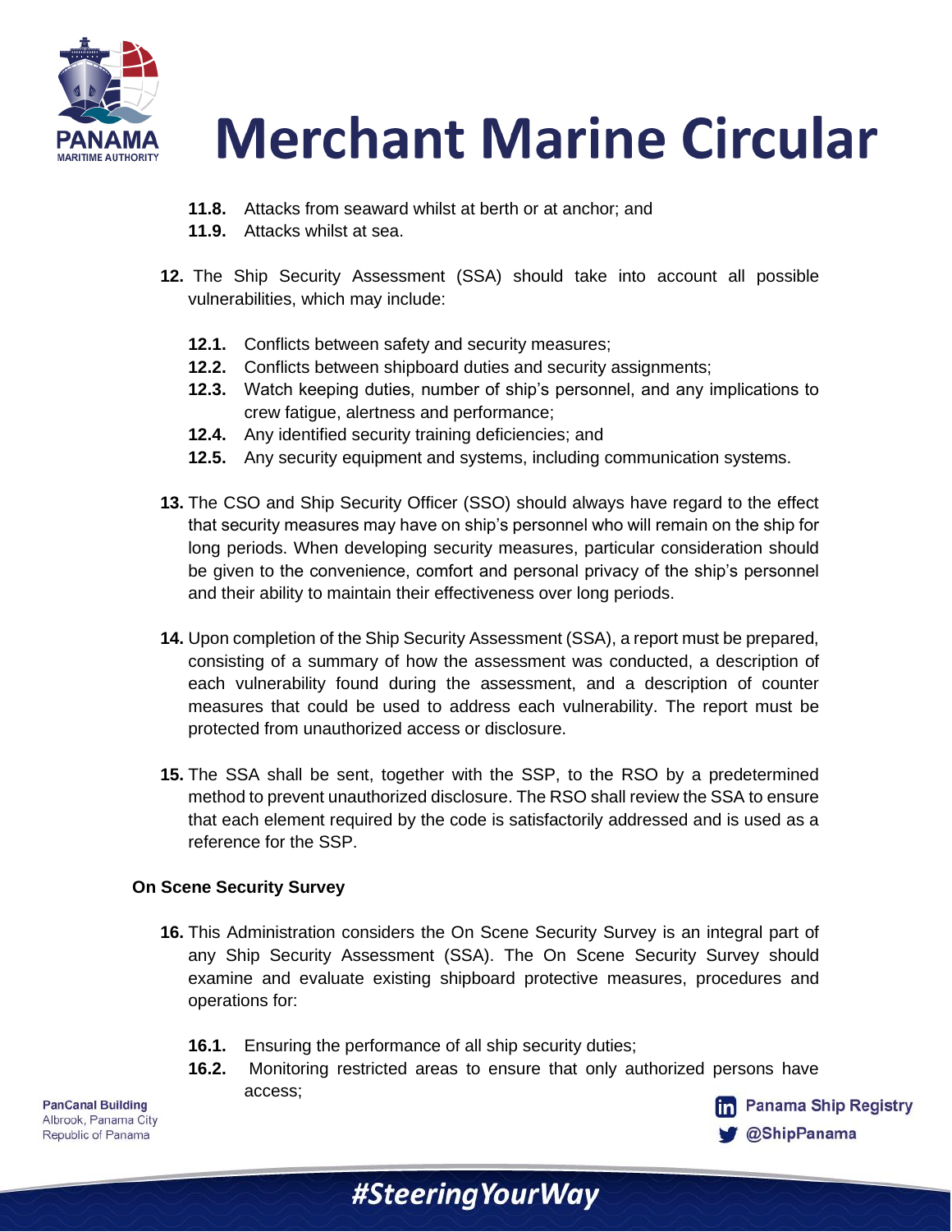11.8. Attacks from seaward whilst at berth or at anchor; and

11.9. Attacks whilst at sea.

**12.** The Ship Security Assessment (SSA) should take into account all possible vulnerabilities, which may include:

**12.1.** Conflicts between safety and security measures;

**12.2.** Conflicts between shipboard duties and security assignments;

**12.3.** Watch keeping duties, number of ship's personnel, and any implications to crew fatigue, alertness and performance;

**12.4.** Any identified security training deficiencies; and

**12.5.** Any security equipment and systems, including communication systems.

**13.** The CSO and Ship Security Officer (SSO) should always have regard to the effect that security measures may have on ship's personnel who will remain on the ship for long periods. When developing security measures, particular consideration should be given to the convenience, comfort and personal privacy of the ship's personnel and their ability to maintain their effectiveness over long periods.

**14.** Upon completion of the Ship Security Assessment (SSA), a report must be prepared, consisting of a summary of how the assessment was conducted, a description of each vulnerability found during the assessment, and a description of counter measures that could be used to address each vulnerability. The report must be protected from unauthorized access or disclosure.

**15.** The SSA shall be sent, together with the SSP, to the RSO by a predetermined method to prevent unauthorized disclosure. The RSO shall review the SSA to ensure that each element required by the code is satisfactorily addressed and is used as a reference for the SSP.

**On Scene Security Survey**

**16.** This Administration considers the On Scene Security Survey is an integral part of any Ship Security Assessment (SSA). The On Scene Security Survey should examine and evaluate existing shipboard protective measures, procedures and operations for:

**16.1.** Ensuring the performance of all ship security duties;

**16.2.** Monitoring restricted areas to ensure that only authorized persons have access;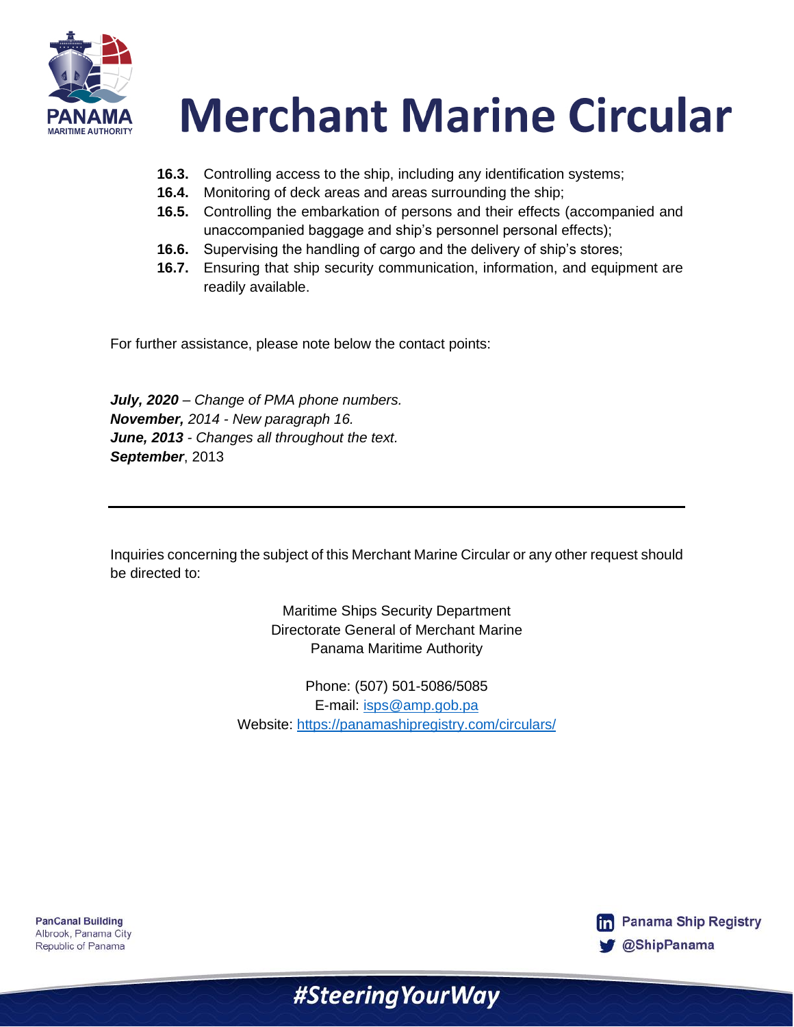**16.3.** Controlling access to the ship, including any identification systems;

**16.4.** Monitoring of deck areas and areas surrounding the ship;

**16.5.** Controlling the embarkation of persons and their effects (accompanied and unaccompanied baggage and ship's personnel personal effects);

**16.6.** Supervising the handling of cargo and the delivery of ship's stores;

**16.7.** Ensuring that ship security communication, information, and equipment are readily available.

For further assistance, please note below the contact points:

***July, 2020** – Change of PMA phone numbers.*
***November,** 2014 - New paragraph 16.*
***June, 2013** - Changes all throughout the text.*
***September**, 2013

---

Inquiries concerning the subject of this Merchant Marine Circular or any other request should be directed to:

Maritime Ships Security Department
Directorate General of Merchant Marine
Panama Maritime Authority

Phone: (507) 501-5086/5085
E-mail: isps@amp.gob.pa
Website: https://panamashipregistry.com/circulars/